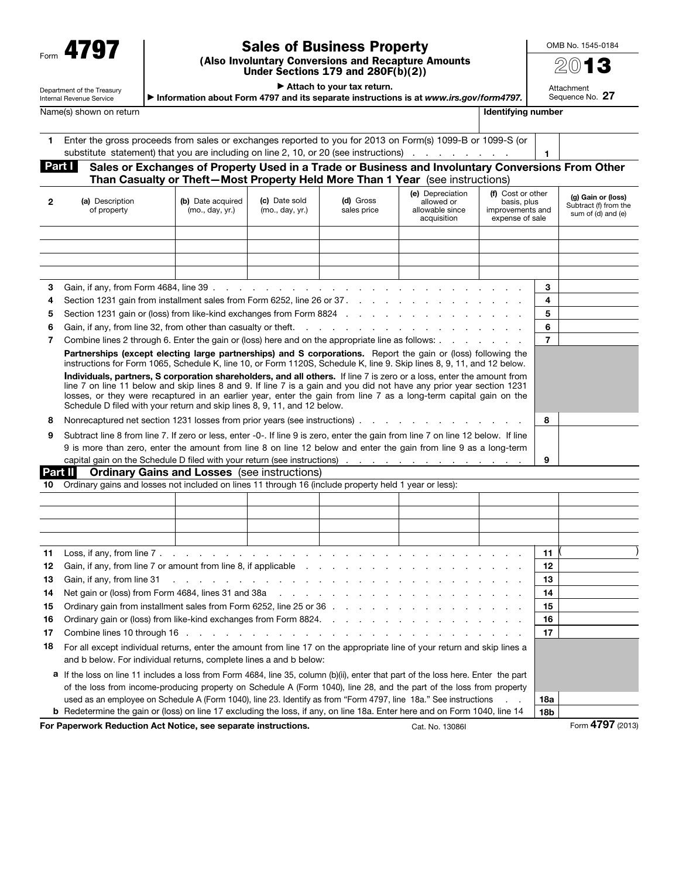Form **4797**

Department of the Treasury
Internal Revenue Service

# Sales of Business Property

**(Also Involuntary Conversions and Recapture Amounts Under Sections 179 and 280F(b)(2))**

▶ Attach to your tax return.

▶ Information about Form 4797 and its separate instructions is at *www.irs.gov/form4797.*

OMB No. 1545-0184

**2013**

Attachment Sequence No. **27**

Name(s) shown on return | **Identifying number**

| | | | |
|---|---|---|---|
| **1** | Enter the gross proceeds from sales or exchanges reported to you for 2013 on Form(s) 1099-B or 1099-S (or substitute statement) that you are including on line 2, 10, or 20 (see instructions) | **1** | |

## Part I Sales or Exchanges of Property Used in a Trade or Business and Involuntary Conversions From Other Than Casualty or Theft—Most Property Held More Than 1 Year (see instructions)

| **2** (a) Description of property | (b) Date acquired (mo., day, yr.) | (c) Date sold (mo., day, yr.) | (d) Gross sales price | (e) Depreciation allowed or allowable since acquisition | (f) Cost or other basis, plus improvements and expense of sale | (g) Gain or (loss) Subtract (f) from the sum of (d) and (e) |
|---|---|---|---|---|---|---|
| | | | | | | |
| | | | | | | |
| | | | | | | |
| | | | | | | |

| | | | |
|---|---|---|---|
| **3** | Gain, if any, from Form 4684, line 39 | **3** | |
| **4** | Section 1231 gain from installment sales from Form 6252, line 26 or 37 | **4** | |
| **5** | Section 1231 gain or (loss) from like-kind exchanges from Form 8824 | **5** | |
| **6** | Gain, if any, from line 32, from other than casualty or theft | **6** | |
| **7** | Combine lines 2 through 6. Enter the gain or (loss) here and on the appropriate line as follows: | **7** | |
| | **Partnerships (except electing large partnerships) and S corporations.** Report the gain or (loss) following the instructions for Form 1065, Schedule K, line 10, or Form 1120S, Schedule K, line 9. Skip lines 8, 9, 11, and 12 below. | | |
| | **Individuals, partners, S corporation shareholders, and all others.** If line 7 is zero or a loss, enter the amount from line 7 on line 11 below and skip lines 8 and 9. If line 7 is a gain and you did not have any prior year section 1231 losses, or they were recaptured in an earlier year, enter the gain from line 7 as a long-term capital gain on the Schedule D filed with your return and skip lines 8, 9, 11, and 12 below. | | |
| **8** | Nonrecaptured net section 1231 losses from prior years (see instructions) | **8** | |
| **9** | Subtract line 8 from line 7. If zero or less, enter -0-. If line 9 is zero, enter the gain from line 7 on line 12 below. If line 9 is more than zero, enter the amount from line 8 on line 12 below and enter the gain from line 9 as a long-term capital gain on the Schedule D filed with your return (see instructions) | **9** | |

## Part II Ordinary Gains and Losses (see instructions)

**10** Ordinary gains and losses not included on lines 11 through 16 (include property held 1 year or less):

| | | | | | | |
|---|---|---|---|---|---|---|
| | | | | | | |
| | | | | | | |
| | | | | | | |
| | | | | | | |

| | | | |
|---|---|---|---|
| **11** | Loss, if any, from line 7 | **11** | ( ) |
| **12** | Gain, if any, from line 7 or amount from line 8, if applicable | **12** | |
| **13** | Gain, if any, from line 31 | **13** | |
| **14** | Net gain or (loss) from Form 4684, lines 31 and 38a | **14** | |
| **15** | Ordinary gain from installment sales from Form 6252, line 25 or 36 | **15** | |
| **16** | Ordinary gain or (loss) from like-kind exchanges from Form 8824 | **16** | |
| **17** | Combine lines 10 through 16 | **17** | |
| **18** | For all except individual returns, enter the amount from line 17 on the appropriate line of your return and skip lines a and b below. For individual returns, complete lines a and b below: | | |
| **a** | If the loss on line 11 includes a loss from Form 4684, line 35, column (b)(ii), enter that part of the loss here. Enter the part of the loss from income-producing property on Schedule A (Form 1040), line 28, and the part of the loss from property used as an employee on Schedule A (Form 1040), line 23. Identify as from "Form 4797, line 18a." See instructions | **18a** | |
| **b** | Redetermine the gain or (loss) on line 17 excluding the loss, if any, on line 18a. Enter here and on Form 1040, line 14 | **18b** | |

**For Paperwork Reduction Act Notice, see separate instructions.** Cat. No. 13086I Form **4797** (2013)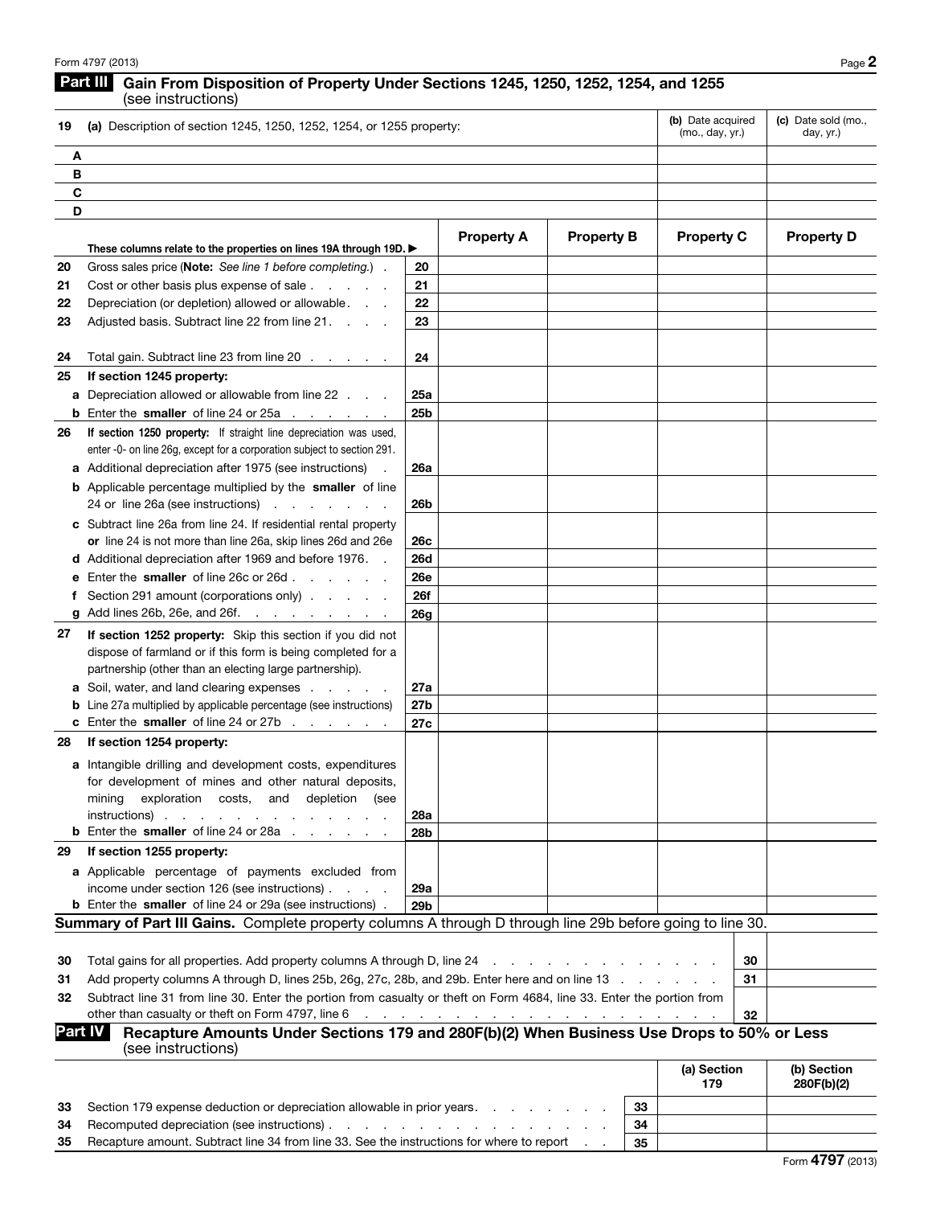Form 4797 (2013)

## Part III Gain From Disposition of Property Under Sections 1245, 1250, 1252, 1254, and 1255

(see instructions)

| 19 | (a) Description of section 1245, 1250, 1252, 1254, or 1255 property: | (b) Date acquired (mo., day, yr.) | (c) Date sold (mo., day, yr.) |
|---|---|---|---|
| A | | | |
| B | | | |
| C | | | |
| D | | | |

| | These columns relate to the properties on lines 19A through 19D. ▶ | | Property A | Property B | Property C | Property D |
|---|---|---|---|---|---|---|
| 20 | Gross sales price (**Note:** *See line 1 before completing.*) | 20 | | | | |
| 21 | Cost or other basis plus expense of sale | 21 | | | | |
| 22 | Depreciation (or depletion) allowed or allowable | 22 | | | | |
| 23 | Adjusted basis. Subtract line 22 from line 21 | 23 | | | | |
| 24 | Total gain. Subtract line 23 from line 20 | 24 | | | | |
| 25 | **If section 1245 property:** | | | | | |
| a | Depreciation allowed or allowable from line 22 | 25a | | | | |
| b | Enter the **smaller** of line 24 or 25a | 25b | | | | |
| 26 | **If section 1250 property:** If straight line depreciation was used, enter -0- on line 26g, except for a corporation subject to section 291. | | | | | |
| a | Additional depreciation after 1975 (see instructions) | 26a | | | | |
| b | Applicable percentage multiplied by the **smaller** of line 24 or line 26a (see instructions) | 26b | | | | |
| c | Subtract line 26a from line 24. If residential rental property **or** line 24 is not more than line 26a, skip lines 26d and 26e | 26c | | | | |
| d | Additional depreciation after 1969 and before 1976 | 26d | | | | |
| e | Enter the **smaller** of line 26c or 26d | 26e | | | | |
| f | Section 291 amount (corporations only) | 26f | | | | |
| g | Add lines 26b, 26e, and 26f | 26g | | | | |
| 27 | **If section 1252 property:** Skip this section if you did not dispose of farmland or if this form is being completed for a partnership (other than an electing large partnership). | | | | | |
| a | Soil, water, and land clearing expenses | 27a | | | | |
| b | Line 27a multiplied by applicable percentage (see instructions) | 27b | | | | |
| c | Enter the **smaller** of line 24 or 27b | 27c | | | | |
| 28 | **If section 1254 property:** | | | | | |
| a | Intangible drilling and development costs, expenditures for development of mines and other natural deposits, mining exploration costs, and depletion (see instructions) | 28a | | | | |
| b | Enter the **smaller** of line 24 or 28a | 28b | | | | |
| 29 | **If section 1255 property:** | | | | | |
| a | Applicable percentage of payments excluded from income under section 126 (see instructions) | 29a | | | | |
| b | Enter the **smaller** of line 24 or 29a (see instructions) | 29b | | | | |

**Summary of Part III Gains.** Complete property columns A through D through line 29b before going to line 30.

| | | | |
|---|---|---|---|
| 30 | Total gains for all properties. Add property columns A through D, line 24 | 30 | |
| 31 | Add property columns A through D, lines 25b, 26g, 27c, 28b, and 29b. Enter here and on line 13 | 31 | |
| 32 | Subtract line 31 from line 30. Enter the portion from casualty or theft on Form 4684, line 33. Enter the portion from other than casualty or theft on Form 4797, line 6 | 32 | |

## Part IV Recapture Amounts Under Sections 179 and 280F(b)(2) When Business Use Drops to 50% or Less

(see instructions)

| | | | (a) Section 179 | (b) Section 280F(b)(2) |
|---|---|---|---|---|
| 33 | Section 179 expense deduction or depreciation allowable in prior years | 33 | | |
| 34 | Recomputed depreciation (see instructions) | 34 | | |
| 35 | Recapture amount. Subtract line 34 from line 33. See the instructions for where to report | 35 | | |

Form **4797** (2013)